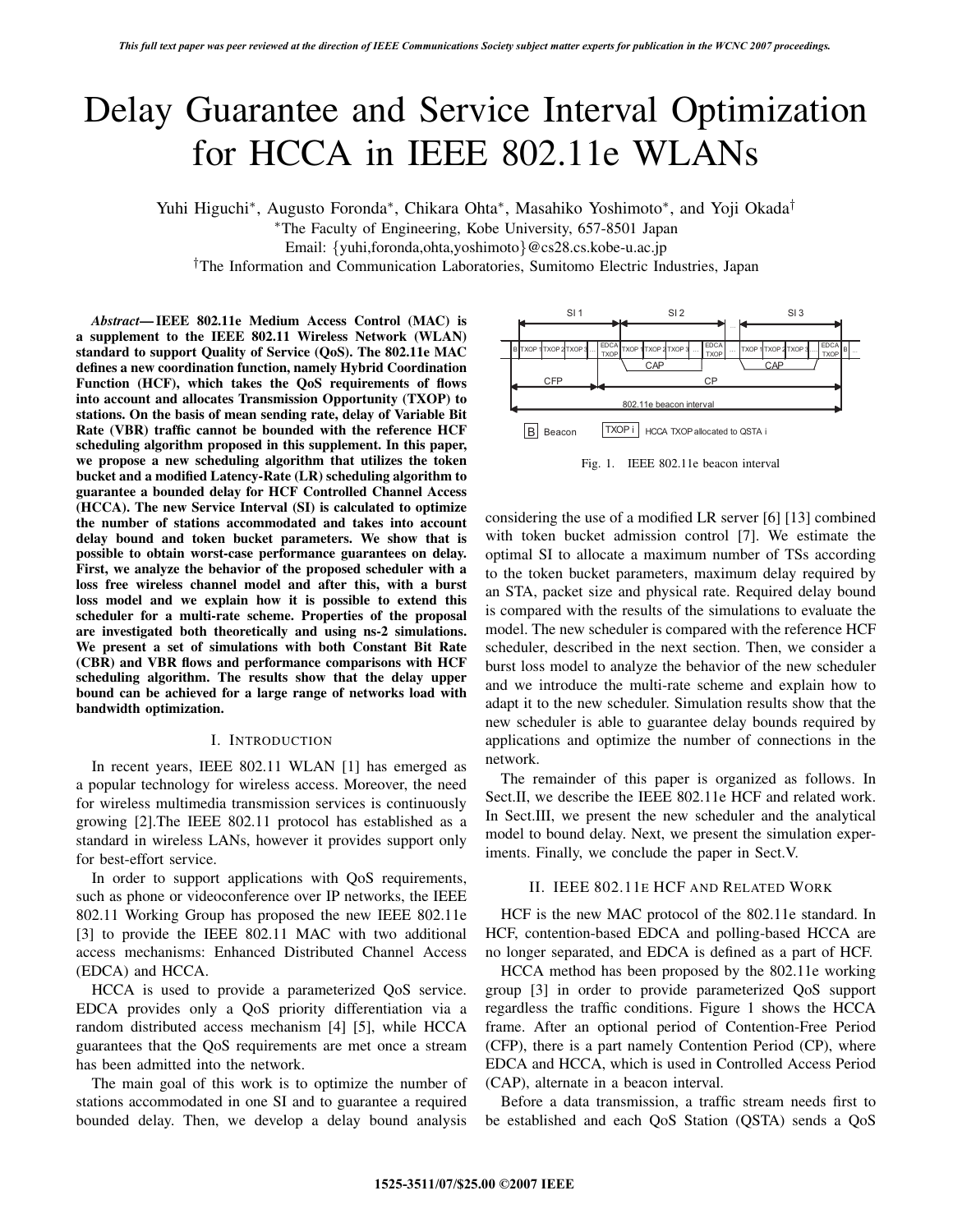# Delay Guarantee and Service Interval Optimization for HCCA in IEEE 802.11e WLANs

Yuhi Higuchi*, Augusto Foronda*, Chikara Ohta*, Masahiko Yoshimoto*, and Yoji Okada†

*The Faculty of Engineering, Kobe University, 657-8501 Japan

Email: {yuhi,foronda,ohta,yoshimoto}@cs28.cs.kobe-u.ac.jp

†The Information and Communication Laboratories, Sumitomo Electric Industries, Japan

***Abstract*— IEEE 802.11e Medium Access Control (MAC) is a supplement to the IEEE 802.11 Wireless Network (WLAN) standard to support Quality of Service (QoS). The 802.11e MAC defines a new coordination function, namely Hybrid Coordination Function (HCF), which takes the QoS requirements of flows into account and allocates Transmission Opportunity (TXOP) to stations. On the basis of mean sending rate, delay of Variable Bit Rate (VBR) traffic cannot be bounded with the reference HCF scheduling algorithm proposed in this supplement. In this paper, we propose a new scheduling algorithm that utilizes the token bucket and a modified Latency-Rate (LR) scheduling algorithm to guarantee a bounded delay for HCF Controlled Channel Access (HCCA). The new Service Interval (SI) is calculated to optimize the number of stations accommodated and takes into account delay bound and token bucket parameters. We show that is possible to obtain worst-case performance guarantees on delay. First, we analyze the behavior of the proposed scheduler with a loss free wireless channel model and after this, with a burst loss model and we explain how it is possible to extend this scheduler for a multi-rate scheme. Properties of the proposal are investigated both theoretically and using ns-2 simulations. We present a set of simulations with both Constant Bit Rate (CBR) and VBR flows and performance comparisons with HCF scheduling algorithm. The results show that the delay upper bound can be achieved for a large range of networks load with bandwidth optimization.**

## I. Introduction

In recent years, IEEE 802.11 WLAN [1] has emerged as a popular technology for wireless access. Moreover, the need for wireless multimedia transmission services is continuously growing [2].The IEEE 802.11 protocol has established as a standard in wireless LANs, however it provides support only for best-effort service.

In order to support applications with QoS requirements, such as phone or videoconference over IP networks, the IEEE 802.11 Working Group has proposed the new IEEE 802.11e [3] to provide the IEEE 802.11 MAC with two additional access mechanisms: Enhanced Distributed Channel Access (EDCA) and HCCA.

HCCA is used to provide a parameterized QoS service. EDCA provides only a QoS priority differentiation via a random distributed access mechanism [4] [5], while HCCA guarantees that the QoS requirements are met once a stream has been admitted into the network.

The main goal of this work is to optimize the number of stations accommodated in one SI and to guarantee a required bounded delay. Then, we develop a delay bound analysis considering the use of a modified LR server [6] [13] combined with token bucket admission control [7]. We estimate the optimal SI to allocate a maximum number of TSs according to the token bucket parameters, maximum delay required by an STA, packet size and physical rate. Required delay bound is compared with the results of the simulations to evaluate the model. The new scheduler is compared with the reference HCF scheduler, described in the next section. Then, we consider a burst loss model to analyze the behavior of the new scheduler and we introduce the multi-rate scheme and explain how to adapt it to the new scheduler. Simulation results show that the new scheduler is able to guarantee delay bounds required by applications and optimize the number of connections in the network.

The remainder of this paper is organized as follows. In Sect.II, we describe the IEEE 802.11e HCF and related work. In Sect.III, we present the new scheduler and the analytical model to bound delay. Next, we present the simulation experiments. Finally, we conclude the paper in Sect.V.

Fig. 1. IEEE 802.11e beacon interval

## II. IEEE 802.11e HCF and Related Work

HCF is the new MAC protocol of the 802.11e standard. In HCF, contention-based EDCA and polling-based HCCA are no longer separated, and EDCA is defined as a part of HCF.

HCCA method has been proposed by the 802.11e working group [3] in order to provide parameterized QoS support regardless the traffic conditions. Figure 1 shows the HCCA frame. After an optional period of Contention-Free Period (CFP), there is a part namely Contention Period (CP), where EDCA and HCCA, which is used in Controlled Access Period (CAP), alternate in a beacon interval.

Before a data transmission, a traffic stream needs first to be established and each QoS Station (QSTA) sends a QoS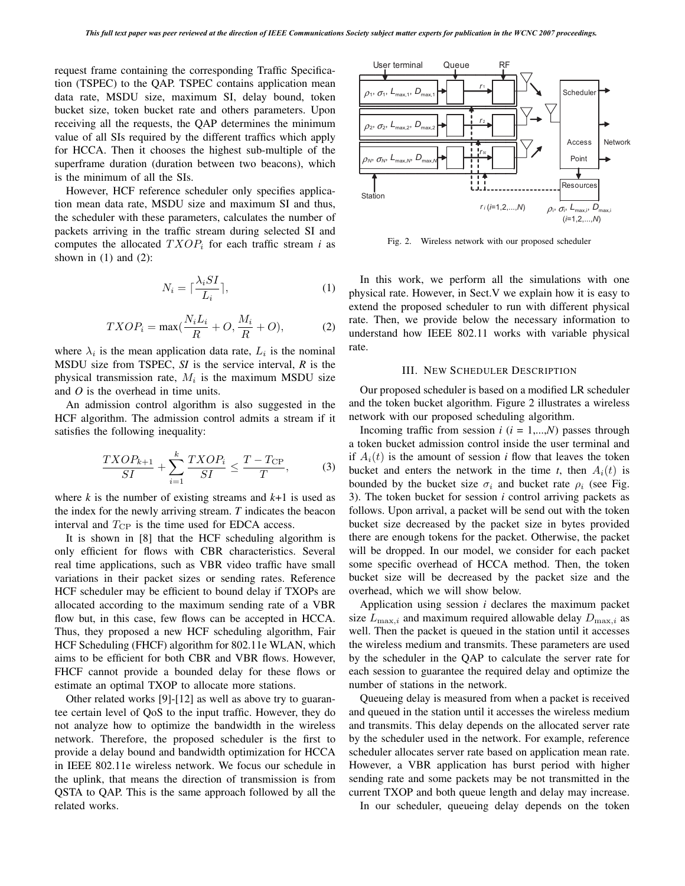request frame containing the corresponding Traffic Specification (TSPEC) to the QAP. TSPEC contains application mean data rate, MSDU size, maximum SI, delay bound, token bucket size, token bucket rate and others parameters. Upon receiving all the requests, the QAP determines the minimum value of all SIs required by the different traffics which apply for HCCA. Then it chooses the highest sub-multiple of the superframe duration (duration between two beacons), which is the minimum of all the SIs.

However, HCF reference scheduler only specifies application mean data rate, MSDU size and maximum SI and thus, the scheduler with these parameters, calculates the number of packets arriving in the traffic stream during selected SI and computes the allocated $TXOP_i$ for each traffic stream *i* as shown in (1) and (2):

$$N_i = \lceil \frac{\lambda_i SI}{L_i} \rceil, \quad (1)$$

$$TXOP_i = \max(\frac{N_i L_i}{R} + O, \frac{M_i}{R} + O), \quad (2)$$

where $\lambda_i$ is the mean application data rate, $L_i$ is the nominal MSDU size from TSPEC, *SI* is the service interval, *R* is the physical transmission rate, $M_i$ is the maximum MSDU size and *O* is the overhead in time units.

An admission control algorithm is also suggested in the HCF algorithm. The admission control admits a stream if it satisfies the following inequality:

$$\frac{TXOP_{k+1}}{SI} + \sum_{i=1}^{k} \frac{TXOP_i}{SI} \leq \frac{T - T_{\mathrm{CP}}}{T}, \quad (3)$$

where *k* is the number of existing streams and *k*+1 is used as the index for the newly arriving stream. *T* indicates the beacon interval and $T_{\mathrm{CP}}$ is the time used for EDCA access.

It is shown in [8] that the HCF scheduling algorithm is only efficient for flows with CBR characteristics. Several real time applications, such as VBR video traffic have small variations in their packet sizes or sending rates. Reference HCF scheduler may be efficient to bound delay if TXOPs are allocated according to the maximum sending rate of a VBR flow but, in this case, few flows can be accepted in HCCA. Thus, they proposed a new HCF scheduling algorithm, Fair HCF Scheduling (FHCF) algorithm for 802.11e WLAN, which aims to be efficient for both CBR and VBR flows. However, FHCF cannot provide a bounded delay for these flows or estimate an optimal TXOP to allocate more stations.

Other related works [9]-[12] as well as above try to guarantee certain level of QoS to the input traffic. However, they do not analyze how to optimize the bandwidth in the wireless network. Therefore, the proposed scheduler is the first to provide a delay bound and bandwidth optimization for HCCA in IEEE 802.11e wireless network. We focus our schedule in the uplink, that means the direction of transmission is from QSTA to QAP. This is the same approach followed by all the related works.

Fig. 2. Wireless network with our proposed scheduler

In this work, we perform all the simulations with one physical rate. However, in Sect.V we explain how it is easy to extend the proposed scheduler to run with different physical rate. Then, we provide below the necessary information to understand how IEEE 802.11 works with variable physical rate.

## III. New Scheduler Description

Our proposed scheduler is based on a modified LR scheduler and the token bucket algorithm. Figure 2 illustrates a wireless network with our proposed scheduling algorithm.

Incoming traffic from session *i* (*i* = 1,...,*N*) passes through a token bucket admission control inside the user terminal and if $A_i(t)$ is the amount of session *i* flow that leaves the token bucket and enters the network in the time *t*, then $A_i(t)$ is bounded by the bucket size $\sigma_i$ and bucket rate $\rho_i$ (see Fig. 3). The token bucket for session *i* control arriving packets as follows. Upon arrival, a packet will be send out with the token bucket size decreased by the packet size in bytes provided there are enough tokens for the packet. Otherwise, the packet will be dropped. In our model, we consider for each packet some specific overhead of HCCA method. Then, the token bucket size will be decreased by the packet size and the overhead, which we will show below.

Application using session *i* declares the maximum packet size $L_{\max,i}$ and maximum required allowable delay $D_{\max,i}$ as well. Then the packet is queued in the station until it accesses the wireless medium and transmits. These parameters are used by the scheduler in the QAP to calculate the server rate for each session to guarantee the required delay and optimize the number of stations in the network.

Queueing delay is measured from when a packet is received and queued in the station until it accesses the wireless medium and transmits. This delay depends on the allocated server rate by the scheduler used in the network. For example, reference scheduler allocates server rate based on application mean rate. However, a VBR application has burst period with higher sending rate and some packets may be not transmitted in the current TXOP and both queue length and delay may increase.

In our scheduler, queueing delay depends on the token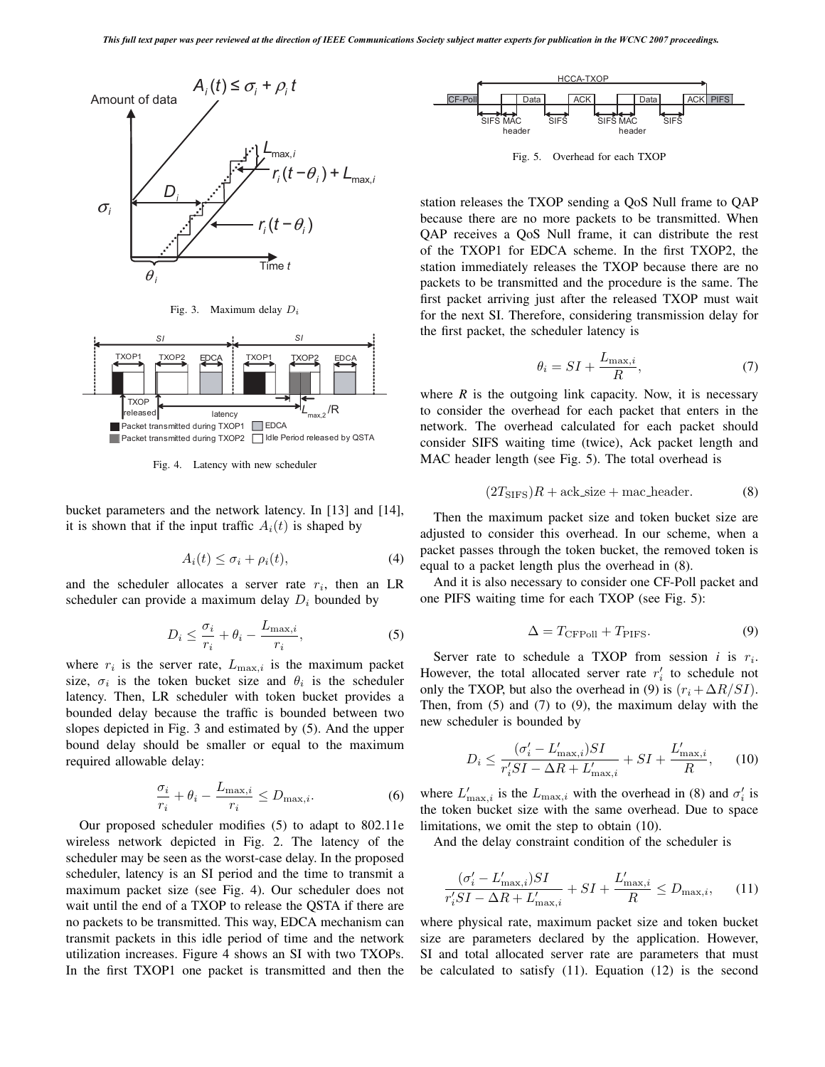Fig. 3. Maximum delay $D_i$

Fig. 4. Latency with new scheduler

bucket parameters and the network latency. In [13] and [14], it is shown that if the input traffic $A_i(t)$ is shaped by

$$A_i(t) \leq \sigma_i + \rho_i(t), \tag{4}$$

and the scheduler allocates a server rate $r_i$, then an LR scheduler can provide a maximum delay $D_i$ bounded by

$$D_i \leq \frac{\sigma_i}{r_i} + \theta_i - \frac{L_{\max,i}}{r_i}, \tag{5}$$

where $r_i$ is the server rate, $L_{\max,i}$ is the maximum packet size, $\sigma_i$ is the token bucket size and $\theta_i$ is the scheduler latency. Then, LR scheduler with token bucket provides a bounded delay because the traffic is bounded between two slopes depicted in Fig. 3 and estimated by (5). And the upper bound delay should be smaller or equal to the maximum required allowable delay:

$$\frac{\sigma_i}{r_i} + \theta_i - \frac{L_{\max,i}}{r_i} \leq D_{\max,i}. \tag{6}$$

Our proposed scheduler modifies (5) to adapt to 802.11e wireless network depicted in Fig. 2. The latency of the scheduler may be seen as the worst-case delay. In the proposed scheduler, latency is an SI period and the time to transmit a maximum packet size (see Fig. 4). Our scheduler does not wait until the end of a TXOP to release the QSTA if there are no packets to be transmitted. This way, EDCA mechanism can transmit packets in this idle period of time and the network utilization increases. Figure 4 shows an SI with two TXOPs. In the first TXOP1 one packet is transmitted and then the station releases the TXOP sending a QoS Null frame to QAP because there are no more packets to be transmitted. When QAP receives a QoS Null frame, it can distribute the rest of the TXOP1 for EDCA scheme. In the first TXOP2, the station immediately releases the TXOP because there are no packets to be transmitted and the procedure is the same. The first packet arriving just after the released TXOP must wait for the next SI. Therefore, considering transmission delay for the first packet, the scheduler latency is

$$\theta_i = SI + \frac{L_{\max,i}}{R}, \tag{7}$$

where $R$ is the outgoing link capacity. Now, it is necessary to consider the overhead for each packet that enters in the network. The overhead calculated for each packet should consider SIFS waiting time (twice), Ack packet length and MAC header length (see Fig. 5). The total overhead is

Fig. 5. Overhead for each TXOP

$$(2T_{\text{SIFS}})R + \text{ack\_size} + \text{mac\_header}. \tag{8}$$

Then the maximum packet size and token bucket size are adjusted to consider this overhead. In our scheme, when a packet passes through the token bucket, the removed token is equal to a packet length plus the overhead in (8).

And it is also necessary to consider one CF-Poll packet and one PIFS waiting time for each TXOP (see Fig. 5):

$$\Delta = T_{\text{CFPoll}} + T_{\text{PIFS}}. \tag{9}$$

Server rate to schedule a TXOP from session $i$ is $r_i$. However, the total allocated server rate $r'_i$ to schedule not only the TXOP, but also the overhead in (9) is $(r_i + \Delta R/SI)$. Then, from (5) and (7) to (9), the maximum delay with the new scheduler is bounded by

$$D_i \leq \frac{(\sigma'_i - L'_{\max,i})SI}{r'_i SI - \Delta R + L'_{\max,i}} + SI + \frac{L'_{\max,i}}{R}, \tag{10}$$

where $L'_{\max,i}$ is the $L_{\max,i}$ with the overhead in (8) and $\sigma'_i$ is the token bucket size with the same overhead. Due to space limitations, we omit the step to obtain (10).

And the delay constraint condition of the scheduler is

$$\frac{(\sigma'_i - L'_{\max,i})SI}{r'_i SI - \Delta R + L'_{\max,i}} + SI + \frac{L'_{\max,i}}{R} \leq D_{\max,i}, \tag{11}$$

where physical rate, maximum packet size and token bucket size are parameters declared by the application. However, SI and total allocated server rate are parameters that must be calculated to satisfy (11). Equation (12) is the second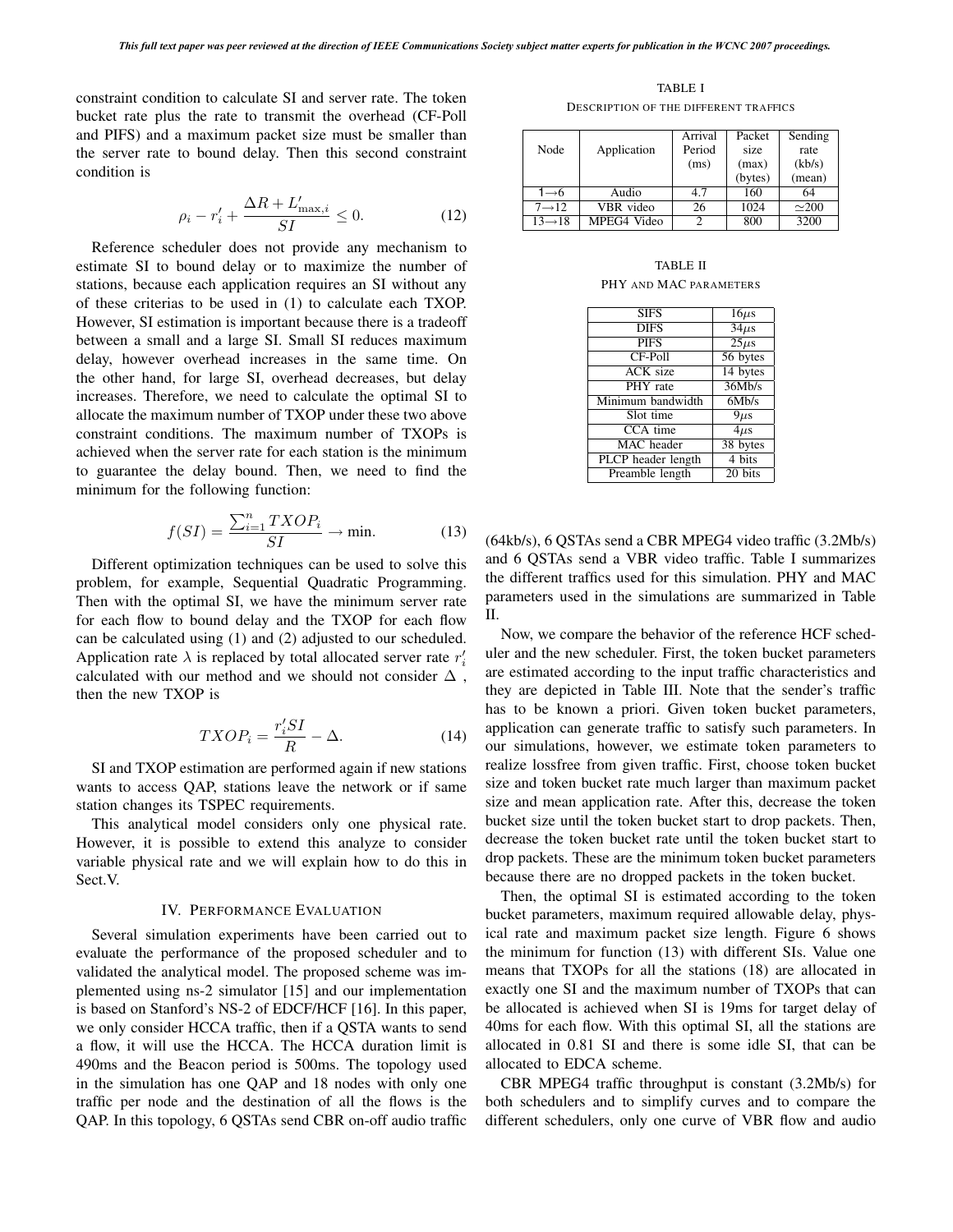constraint condition to calculate SI and server rate. The token bucket rate plus the rate to transmit the overhead (CF-Poll and PIFS) and a maximum packet size must be smaller than the server rate to bound delay. Then this second constraint condition is

$$\rho_i - r_i' + \frac{\Delta R + L'_{\max,i}}{SI} \leq 0. \tag{12}$$

Reference scheduler does not provide any mechanism to estimate SI to bound delay or to maximize the number of stations, because each application requires an SI without any of these criterias to be used in (1) to calculate each TXOP. However, SI estimation is important because there is a tradeoff between a small and a large SI. Small SI reduces maximum delay, however overhead increases in the same time. On the other hand, for large SI, overhead decreases, but delay increases. Therefore, we need to calculate the optimal SI to allocate the maximum number of TXOP under these two above constraint conditions. The maximum number of TXOPs is achieved when the server rate for each station is the minimum to guarantee the delay bound. Then, we need to find the minimum for the following function:

$$f(SI) = \frac{\sum_{i=1}^{n} TXOP_i}{SI} \rightarrow \min. \tag{13}$$

Different optimization techniques can be used to solve this problem, for example, Sequential Quadratic Programming. Then with the optimal SI, we have the minimum server rate for each flow to bound delay and the TXOP for each flow can be calculated using (1) and (2) adjusted to our scheduled. Application rate $\lambda$ is replaced by total allocated server rate $r_i'$ calculated with our method and we should not consider $\Delta$ , then the new TXOP is

$$TXOP_i = \frac{r_i' SI}{R} - \Delta. \tag{14}$$

SI and TXOP estimation are performed again if new stations wants to access QAP, stations leave the network or if same station changes its TSPEC requirements.

This analytical model considers only one physical rate. However, it is possible to extend this analyze to consider variable physical rate and we will explain how to do this in Sect.V.

## IV. Performance Evaluation

Several simulation experiments have been carried out to evaluate the performance of the proposed scheduler and to validated the analytical model. The proposed scheme was implemented using ns-2 simulator [15] and our implementation is based on Stanford's NS-2 of EDCF/HCF [16]. In this paper, we only consider HCCA traffic, then if a QSTA wants to send a flow, it will use the HCCA. The HCCA duration limit is 490ms and the Beacon period is 500ms. The topology used in the simulation has one QAP and 18 nodes with only one traffic per node and the destination of all the flows is the QAP. In this topology, 6 QSTAs send CBR on-off audio traffic (64kb/s), 6 QSTAs send a CBR MPEG4 video traffic (3.2Mb/s) and 6 QSTAs send a VBR video traffic. Table I summarizes the different traffics used for this simulation. PHY and MAC parameters used in the simulations are summarized in Table II.

TABLE I
Description of the different traffics

| Node | Application | Arrival Period (ms) | Packet size (max) (bytes) | Sending rate (kb/s) (mean) |
|---|---|---|---|---|
| 1→6 | Audio | 4.7 | 160 | 64 |
| 7→12 | VBR video | 26 | 1024 | ≃200 |
| 13→18 | MPEG4 Video | 2 | 800 | 3200 |

TABLE II
PHY and MAC parameters

| | |
|---|---|
| SIFS | 16$\mu$s |
| DIFS | 34$\mu$s |
| PIFS | 25$\mu$s |
| CF-Poll | 56 bytes |
| ACK size | 14 bytes |
| PHY rate | 36Mb/s |
| Minimum bandwidth | 6Mb/s |
| Slot time | 9$\mu$s |
| CCA time | 4$\mu$s |
| MAC header | 38 bytes |
| PLCP header length | 4 bits |
| Preamble length | 20 bits |

Now, we compare the behavior of the reference HCF scheduler and the new scheduler. First, the token bucket parameters are estimated according to the input traffic characteristics and they are depicted in Table III. Note that the sender's traffic has to be known a priori. Given token bucket parameters, application can generate traffic to satisfy such parameters. In our simulations, however, we estimate token parameters to realize lossfree from given traffic. First, choose token bucket size and token bucket rate much larger than maximum packet size and mean application rate. After this, decrease the token bucket size until the token bucket start to drop packets. Then, decrease the token bucket rate until the token bucket start to drop packets. These are the minimum token bucket parameters because there are no dropped packets in the token bucket.

Then, the optimal SI is estimated according to the token bucket parameters, maximum required allowable delay, physical rate and maximum packet size length. Figure 6 shows the minimum for function (13) with different SIs. Value one means that TXOPs for all the stations (18) are allocated in exactly one SI and the maximum number of TXOPs that can be allocated is achieved when SI is 19ms for target delay of 40ms for each flow. With this optimal SI, all the stations are allocated in 0.81 SI and there is some idle SI, that can be allocated to EDCA scheme.

CBR MPEG4 traffic throughput is constant (3.2Mb/s) for both schedulers and to simplify curves and to compare the different schedulers, only one curve of VBR flow and audio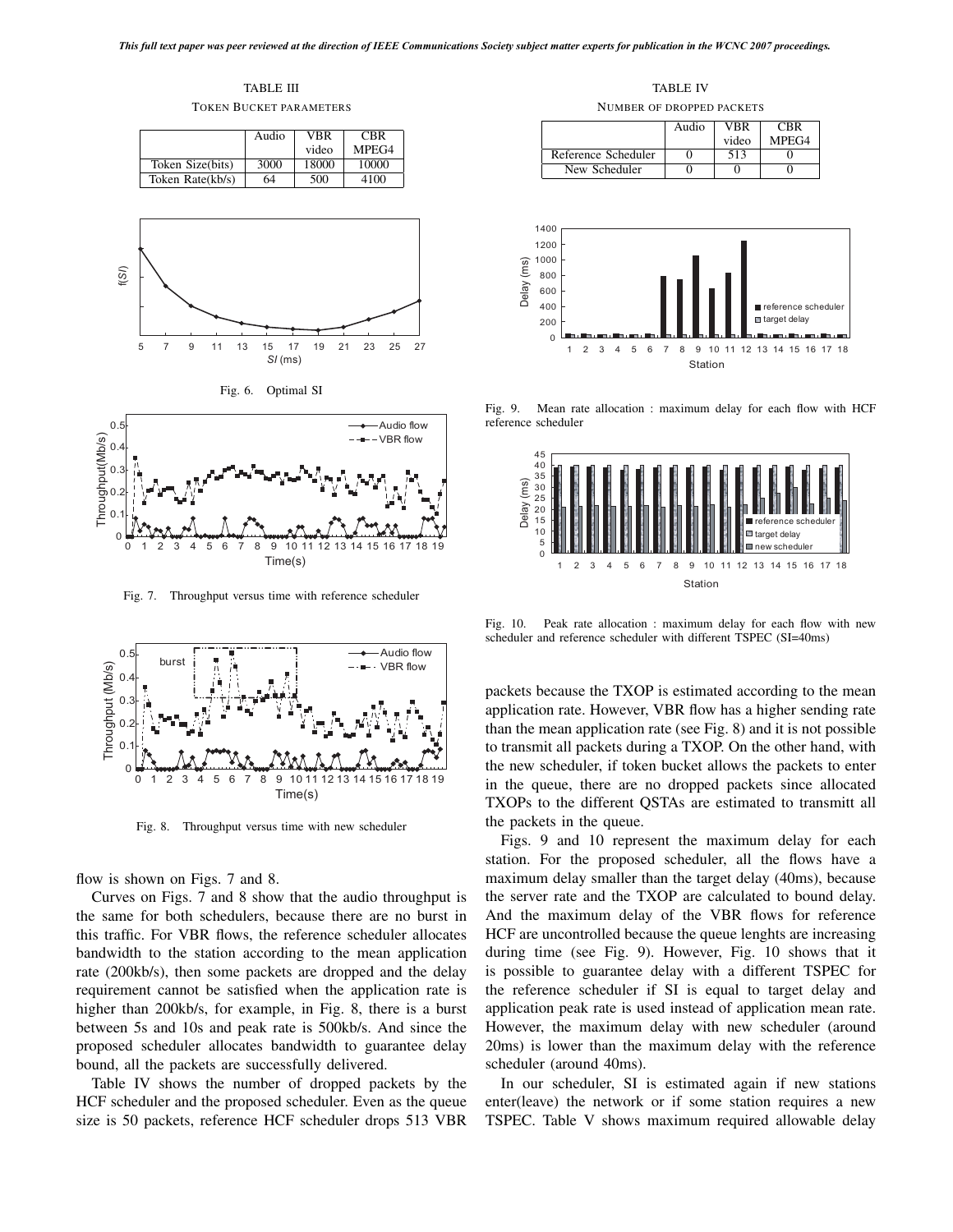TABLE III

Token Bucket parameters

| | Audio | VBR video | CBR MPEG4 |
|---|---|---|---|
| Token Size(bits) | 3000 | 18000 | 10000 |
| Token Rate(kb/s) | 64 | 500 | 4100 |

Fig. 6. Optimal SI

Fig. 7. Throughput versus time with reference scheduler

Fig. 8. Throughput versus time with new scheduler

flow is shown on Figs. 7 and 8.

Curves on Figs. 7 and 8 show that the audio throughput is the same for both schedulers, because there are no burst in this traffic. For VBR flows, the reference scheduler allocates bandwidth to the station according to the mean application rate (200kb/s), then some packets are dropped and the delay requirement cannot be satisfied when the application rate is higher than 200kb/s, for example, in Fig. 8, there is a burst between 5s and 10s and peak rate is 500kb/s. And since the proposed scheduler allocates bandwidth to guarantee delay bound, all the packets are successfully delivered.

Table IV shows the number of dropped packets by the HCF scheduler and the proposed scheduler. Even as the queue size is 50 packets, reference HCF scheduler drops 513 VBR packets because the TXOP is estimated according to the mean application rate. However, VBR flow has a higher sending rate than the mean application rate (see Fig. 8) and it is not possible to transmit all packets during a TXOP. On the other hand, with the new scheduler, if token bucket allows the packets to enter in the queue, there are no dropped packets since allocated TXOPs to the different QSTAs are estimated to transmitt all the packets in the queue.

TABLE IV

Number of dropped packets

| | Audio | VBR video | CBR MPEG4 |
|---|---|---|---|
| Reference Scheduler | 0 | 513 | 0 |
| New Scheduler | 0 | 0 | 0 |

Fig. 9. Mean rate allocation : maximum delay for each flow with HCF reference scheduler

Fig. 10. Peak rate allocation : maximum delay for each flow with new scheduler and reference scheduler with different TSPEC (SI=40ms)

Figs. 9 and 10 represent the maximum delay for each station. For the proposed scheduler, all the flows have a maximum delay smaller than the target delay (40ms), because the server rate and the TXOP are calculated to bound delay. And the maximum delay of the VBR flows for reference HCF are uncontrolled because the queue lenghts are increasing during time (see Fig. 9). However, Fig. 10 shows that it is possible to guarantee delay with a different TSPEC for the reference scheduler if SI is equal to target delay and application peak rate is used instead of application mean rate. However, the maximum delay with new scheduler (around 20ms) is lower than the maximum delay with the reference scheduler (around 40ms).

In our scheduler, SI is estimated again if new stations enter(leave) the network or if some station requires a new TSPEC. Table V shows maximum required allowable delay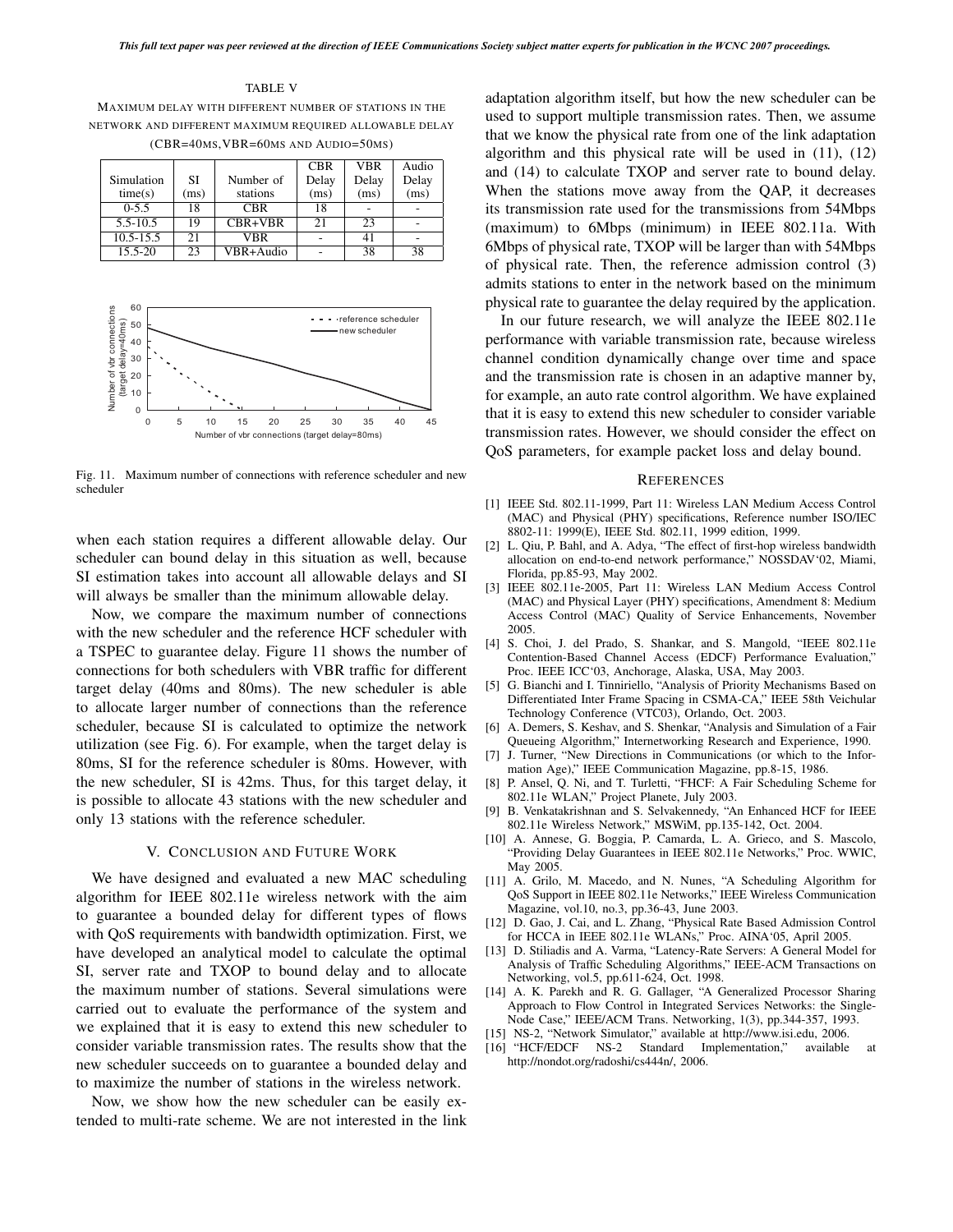TABLE V

MAXIMUM DELAY WITH DIFFERENT NUMBER OF STATIONS IN THE NETWORK AND DIFFERENT MAXIMUM REQUIRED ALLOWABLE DELAY (CBR=40MS, VBR=60MS AND AUDIO=50MS)

| Simulation time(s) | SI (ms) | Number of stations | CBR Delay (ms) | VBR Delay (ms) | Audio Delay (ms) |
|---|---|---|---|---|---|
| 0-5.5 | 18 | CBR | 18 | - | - |
| 5.5-10.5 | 19 | CBR+VBR | 21 | 23 | - |
| 10.5-15.5 | 21 | VBR | - | 41 | - |
| 15.5-20 | 23 | VBR+Audio | - | 38 | 38 |

reference scheduler

new scheduler

Number of vbr connections (target delay=40ms)

Number of vbr connections (target delay=80ms)

0 10 20 30 40 50 60

0 5 10 15 20 25 30 35 40 45

Fig. 11. Maximum number of connections with reference scheduler and new scheduler

when each station requires a different allowable delay. Our scheduler can bound delay in this situation as well, because SI estimation takes into account all allowable delays and SI will always be smaller than the minimum allowable delay.

Now, we compare the maximum number of connections with the new scheduler and the reference HCF scheduler with a TSPEC to guarantee delay. Figure 11 shows the number of connections for both schedulers with VBR traffic for different target delay (40ms and 80ms). The new scheduler is able to allocate larger number of connections than the reference scheduler, because SI is calculated to optimize the network utilization (see Fig. 6). For example, when the target delay is 80ms, SI for the reference scheduler is 80ms. However, with the new scheduler, SI is 42ms. Thus, for this target delay, it is possible to allocate 43 stations with the new scheduler and only 13 stations with the reference scheduler.

## V. Conclusion and Future Work

We have designed and evaluated a new MAC scheduling algorithm for IEEE 802.11e wireless network with the aim to guarantee a bounded delay for different types of flows with QoS requirements with bandwidth optimization. First, we have developed an analytical model to calculate the optimal SI, server rate and TXOP to bound delay and to allocate the maximum number of stations. Several simulations were carried out to evaluate the performance of the system and we explained that it is easy to extend this new scheduler to consider variable transmission rates. The results show that the new scheduler succeeds on to guarantee a bounded delay and to maximize the number of stations in the wireless network.

Now, we show how the new scheduler can be easily extended to multi-rate scheme. We are not interested in the link adaptation algorithm itself, but how the new scheduler can be used to support multiple transmission rates. Then, we assume that we know the physical rate from one of the link adaptation algorithm and this physical rate will be used in (11), (12) and (14) to calculate TXOP and server rate to bound delay. When the stations move away from the QAP, it decreases its transmission rate used for the transmissions from 54Mbps (maximum) to 6Mbps (minimum) in IEEE 802.11a. With 6Mbps of physical rate, TXOP will be larger than with 54Mbps of physical rate. Then, the reference admission control (3) admits stations to enter in the network based on the minimum physical rate to guarantee the delay required by the application.

In our future research, we will analyze the IEEE 802.11e performance with variable transmission rate, because wireless channel condition dynamically change over time and space and the transmission rate is chosen in an adaptive manner by, for example, an auto rate control algorithm. We have explained that it is easy to extend this new scheduler to consider variable transmission rates. However, we should consider the effect on QoS parameters, for example packet loss and delay bound.

## References

[1] IEEE Std. 802.11-1999, Part 11: Wireless LAN Medium Access Control (MAC) and Physical (PHY) specifications, Reference number ISO/IEC 8802-11: 1999(E), IEEE Std. 802.11, 1999 edition, 1999.

[2] L. Qiu, P. Bahl, and A. Adya, "The effect of first-hop wireless bandwidth allocation on end-to-end network performance," NOSSDAV'02, Miami, Florida, pp.85-93, May 2002.

[3] IEEE 802.11e-2005, Part 11: Wireless LAN Medium Access Control (MAC) and Physical Layer (PHY) specifications, Amendment 8: Medium Access Control (MAC) Quality of Service Enhancements, November 2005.

[4] S. Choi, J. del Prado, S. Shankar, and S. Mangold, "IEEE 802.11e Contention-Based Channel Access (EDCF) Performance Evaluation," Proc. IEEE ICC'03, Anchorage, Alaska, USA, May 2003.

[5] G. Bianchi and I. Tinniriello, "Analysis of Priority Mechanisms Based on Differentiated Inter Frame Spacing in CSMA-CA," IEEE 58th Veichular Technology Conference (VTC03), Orlando, Oct. 2003.

[6] A. Demers, S. Keshav, and S. Shenkar, "Analysis and Simulation of a Fair Queueing Algorithm," Internetworking Research and Experience, 1990.

[7] J. Turner, "New Directions in Communications (or which to the Information Age)," IEEE Communication Magazine, pp.8-15, 1986.

[8] P. Ansel, Q. Ni, and T. Turletti, "FHCF: A Fair Scheduling Scheme for 802.11e WLAN," Project Planete, July 2003.

[9] B. Venkatakrishnan and S. Selvakennedy, "An Enhanced HCF for IEEE 802.11e Wireless Network," MSWiM, pp.135-142, Oct. 2004.

[10] A. Annese, G. Boggia, P. Camarda, L. A. Grieco, and S. Mascolo, "Providing Delay Guarantees in IEEE 802.11e Networks," Proc. WWIC, May 2005.

[11] A. Grilo, M. Macedo, and N. Nunes, "A Scheduling Algorithm for QoS Support in IEEE 802.11e Networks," IEEE Wireless Communication Magazine, vol.10, no.3, pp.36-43, June 2003.

[12] D. Gao, J. Cai, and L. Zhang, "Physical Rate Based Admission Control for HCCA in IEEE 802.11e WLANs," Proc. AINA'05, April 2005.

[13] D. Stiliadis and A. Varma, "Latency-Rate Servers: A General Model for Analysis of Traffic Scheduling Algorithms," IEEE-ACM Transactions on Networking, vol.5, pp.611-624, Oct. 1998.

[14] A. K. Parekh and R. G. Gallager, "A Generalized Processor Sharing Approach to Flow Control in Integrated Services Networks: the Single-Node Case," IEEE/ACM Trans. Networking, 1(3), pp.344-357, 1993.

[15] NS-2, "Network Simulator," available at http://www.isi.edu, 2006.

[16] "HCF/EDCF NS-2 Standard Implementation," available at http://nondot.org/radoshi/cs444n/, 2006.